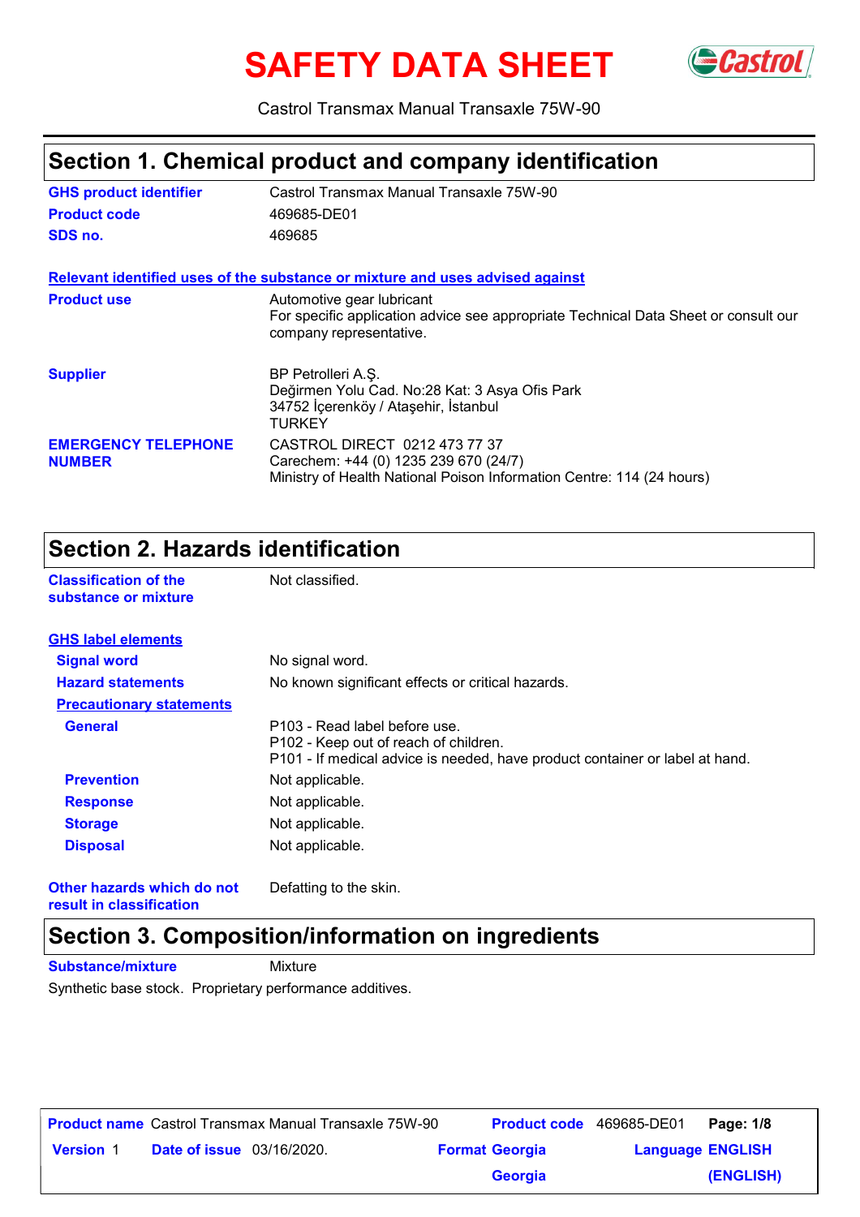# SAFETY DATA SHEET

Castrol Transmax Manual Transaxle 75W-90

## Section 1. Chemical product and company identification

| | |
|---|---|
| **GHS product identifier** | Castrol Transmax Manual Transaxle 75W-90 |
| **Product code** | 469685-DE01 |
| **SDS no.** | 469685 |

**Relevant identified uses of the substance or mixture and uses advised against**

| | |
|---|---|
| **Product use** | Automotive gear lubricant<br>For specific application advice see appropriate Technical Data Sheet or consult our company representative. |
| **Supplier** | BP Petrolleri A.Ş.<br>Değirmen Yolu Cad. No:28 Kat: 3 Asya Ofis Park<br>34752 İçerenköy / Ataşehir, İstanbul<br>TURKEY |
| **EMERGENCY TELEPHONE NUMBER** | CASTROL DIRECT 0212 473 77 37<br>Carechem: +44 (0) 1235 239 670 (24/7)<br>Ministry of Health National Poison Information Centre: 114 (24 hours) |

## Section 2. Hazards identification

| | |
|---|---|
| **Classification of the substance or mixture** | Not classified. |

**GHS label elements**

| | |
|---|---|
| **Signal word** | No signal word. |
| **Hazard statements** | No known significant effects or critical hazards. |

**Precautionary statements**

| | |
|---|---|
| **General** | P103 - Read label before use.<br>P102 - Keep out of reach of children.<br>P101 - If medical advice is needed, have product container or label at hand. |
| **Prevention** | Not applicable. |
| **Response** | Not applicable. |
| **Storage** | Not applicable. |
| **Disposal** | Not applicable. |

| | |
|---|---|
| **Other hazards which do not result in classification** | Defatting to the skin. |

## Section 3. Composition/information on ingredients

| | |
|---|---|
| **Substance/mixture** | Mixture |

Synthetic base stock. Proprietary performance additives.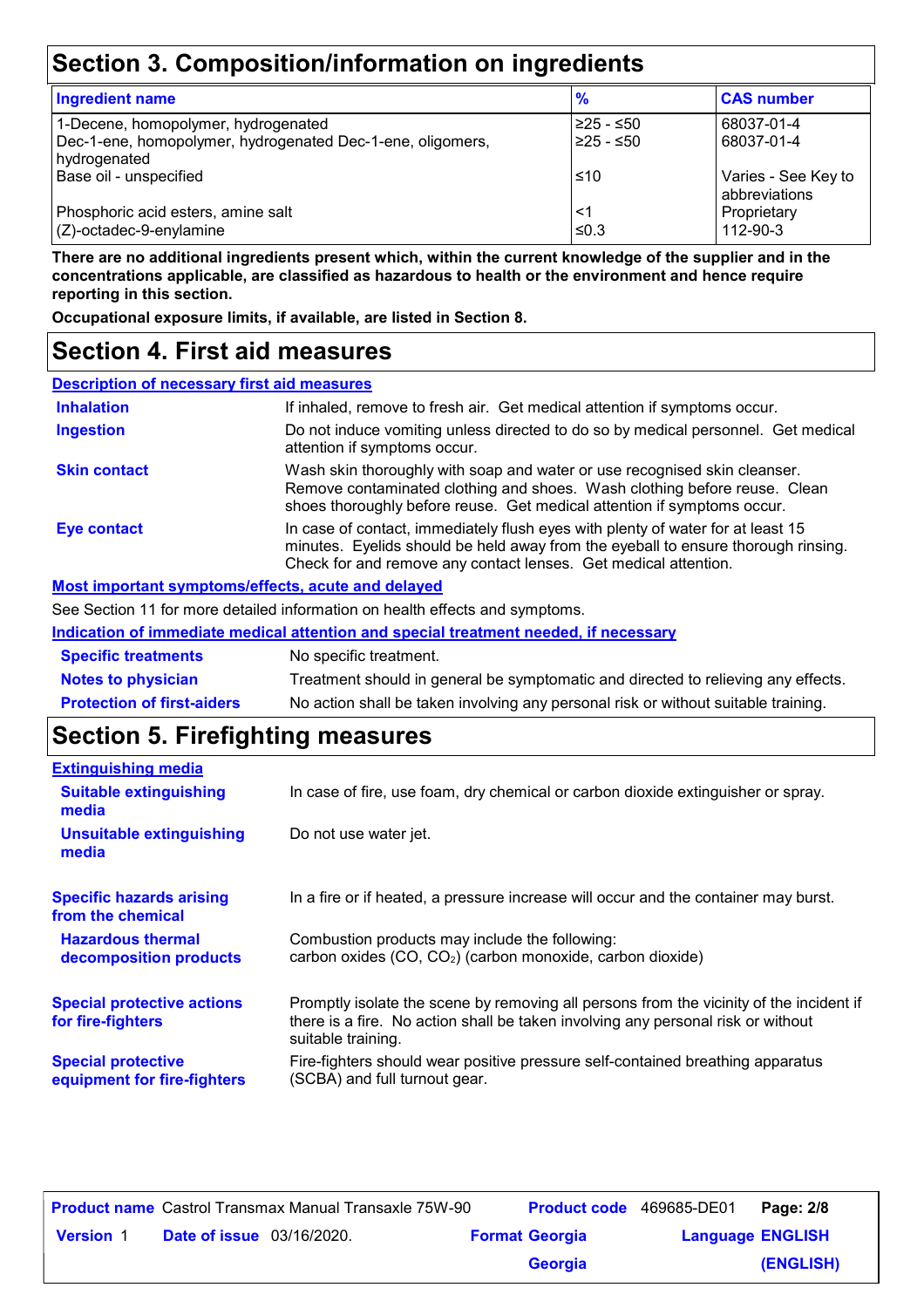## Section 3. Composition/information on ingredients

| Ingredient name | % | CAS number |
|---|---|---|
| 1-Decene, homopolymer, hydrogenated | ≥25 - ≤50 | 68037-01-4 |
| Dec-1-ene, homopolymer, hydrogenated Dec-1-ene, oligomers, hydrogenated | ≥25 - ≤50 | 68037-01-4 |
| Base oil - unspecified | ≤10 | Varies - See Key to abbreviations |
| Phosphoric acid esters, amine salt | <1 | Proprietary |
| (Z)-octadec-9-enylamine | ≤0.3 | 112-90-3 |

**There are no additional ingredients present which, within the current knowledge of the supplier and in the concentrations applicable, are classified as hazardous to health or the environment and hence require reporting in this section.**

**Occupational exposure limits, if available, are listed in Section 8.**

## Section 4. First aid measures

**Description of necessary first aid measures**

**Inhalation**: If inhaled, remove to fresh air. Get medical attention if symptoms occur.

**Ingestion**: Do not induce vomiting unless directed to do so by medical personnel. Get medical attention if symptoms occur.

**Skin contact**: Wash skin thoroughly with soap and water or use recognised skin cleanser. Remove contaminated clothing and shoes. Wash clothing before reuse. Clean shoes thoroughly before reuse. Get medical attention if symptoms occur.

**Eye contact**: In case of contact, immediately flush eyes with plenty of water for at least 15 minutes. Eyelids should be held away from the eyeball to ensure thorough rinsing. Check for and remove any contact lenses. Get medical attention.

**Most important symptoms/effects, acute and delayed**

See Section 11 for more detailed information on health effects and symptoms.

**Indication of immediate medical attention and special treatment needed, if necessary**

**Specific treatments**: No specific treatment.

**Notes to physician**: Treatment should in general be symptomatic and directed to relieving any effects.

**Protection of first-aiders**: No action shall be taken involving any personal risk or without suitable training.

## Section 5. Firefighting measures

**Extinguishing media**

**Suitable extinguishing media**: In case of fire, use foam, dry chemical or carbon dioxide extinguisher or spray.

**Unsuitable extinguishing media**: Do not use water jet.

**Specific hazards arising from the chemical**: In a fire or if heated, a pressure increase will occur and the container may burst.

**Hazardous thermal decomposition products**: Combustion products may include the following:
carbon oxides (CO, $CO_2$) (carbon monoxide, carbon dioxide)

**Special protective actions for fire-fighters**: Promptly isolate the scene by removing all persons from the vicinity of the incident if there is a fire. No action shall be taken involving any personal risk or without suitable training.

**Special protective equipment for fire-fighters**: Fire-fighters should wear positive pressure self-contained breathing apparatus (SCBA) and full turnout gear.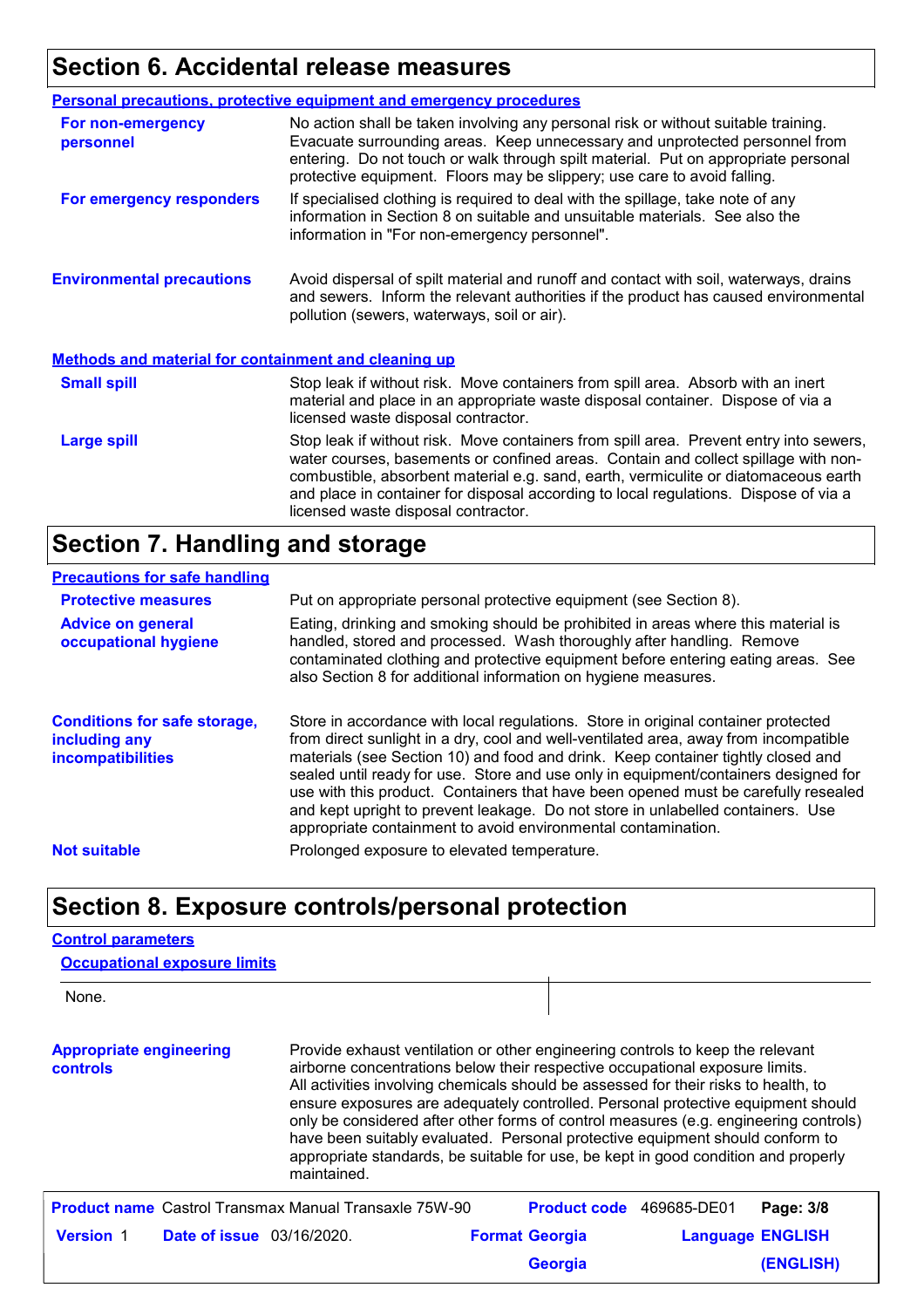## Section 6. Accidental release measures

### Personal precautions, protective equipment and emergency procedures

**For non-emergency personnel**

No action shall be taken involving any personal risk or without suitable training. Evacuate surrounding areas. Keep unnecessary and unprotected personnel from entering. Do not touch or walk through spilt material. Put on appropriate personal protective equipment. Floors may be slippery; use care to avoid falling.

**For emergency responders**

If specialised clothing is required to deal with the spillage, take note of any information in Section 8 on suitable and unsuitable materials. See also the information in "For non-emergency personnel".

**Environmental precautions**

Avoid dispersal of spilt material and runoff and contact with soil, waterways, drains and sewers. Inform the relevant authorities if the product has caused environmental pollution (sewers, waterways, soil or air).

### Methods and material for containment and cleaning up

**Small spill**

Stop leak if without risk. Move containers from spill area. Absorb with an inert material and place in an appropriate waste disposal container. Dispose of via a licensed waste disposal contractor.

**Large spill**

Stop leak if without risk. Move containers from spill area. Prevent entry into sewers, water courses, basements or confined areas. Contain and collect spillage with non-combustible, absorbent material e.g. sand, earth, vermiculite or diatomaceous earth and place in container for disposal according to local regulations. Dispose of via a licensed waste disposal contractor.

## Section 7. Handling and storage

### Precautions for safe handling

**Protective measures**

Put on appropriate personal protective equipment (see Section 8).

**Advice on general occupational hygiene**

Eating, drinking and smoking should be prohibited in areas where this material is handled, stored and processed. Wash thoroughly after handling. Remove contaminated clothing and protective equipment before entering eating areas. See also Section 8 for additional information on hygiene measures.

**Conditions for safe storage, including any incompatibilities**

Store in accordance with local regulations. Store in original container protected from direct sunlight in a dry, cool and well-ventilated area, away from incompatible materials (see Section 10) and food and drink. Keep container tightly closed and sealed until ready for use. Store and use only in equipment/containers designed for use with this product. Containers that have been opened must be carefully resealed and kept upright to prevent leakage. Do not store in unlabelled containers. Use appropriate containment to avoid environmental contamination.

**Not suitable**

Prolonged exposure to elevated temperature.

## Section 8. Exposure controls/personal protection

### Control parameters

#### Occupational exposure limits

None.

**Appropriate engineering controls**

Provide exhaust ventilation or other engineering controls to keep the relevant airborne concentrations below their respective occupational exposure limits. All activities involving chemicals should be assessed for their risks to health, to ensure exposures are adequately controlled. Personal protective equipment should only be considered after other forms of control measures (e.g. engineering controls) have been suitably evaluated. Personal protective equipment should conform to appropriate standards, be suitable for use, be kept in good condition and properly maintained.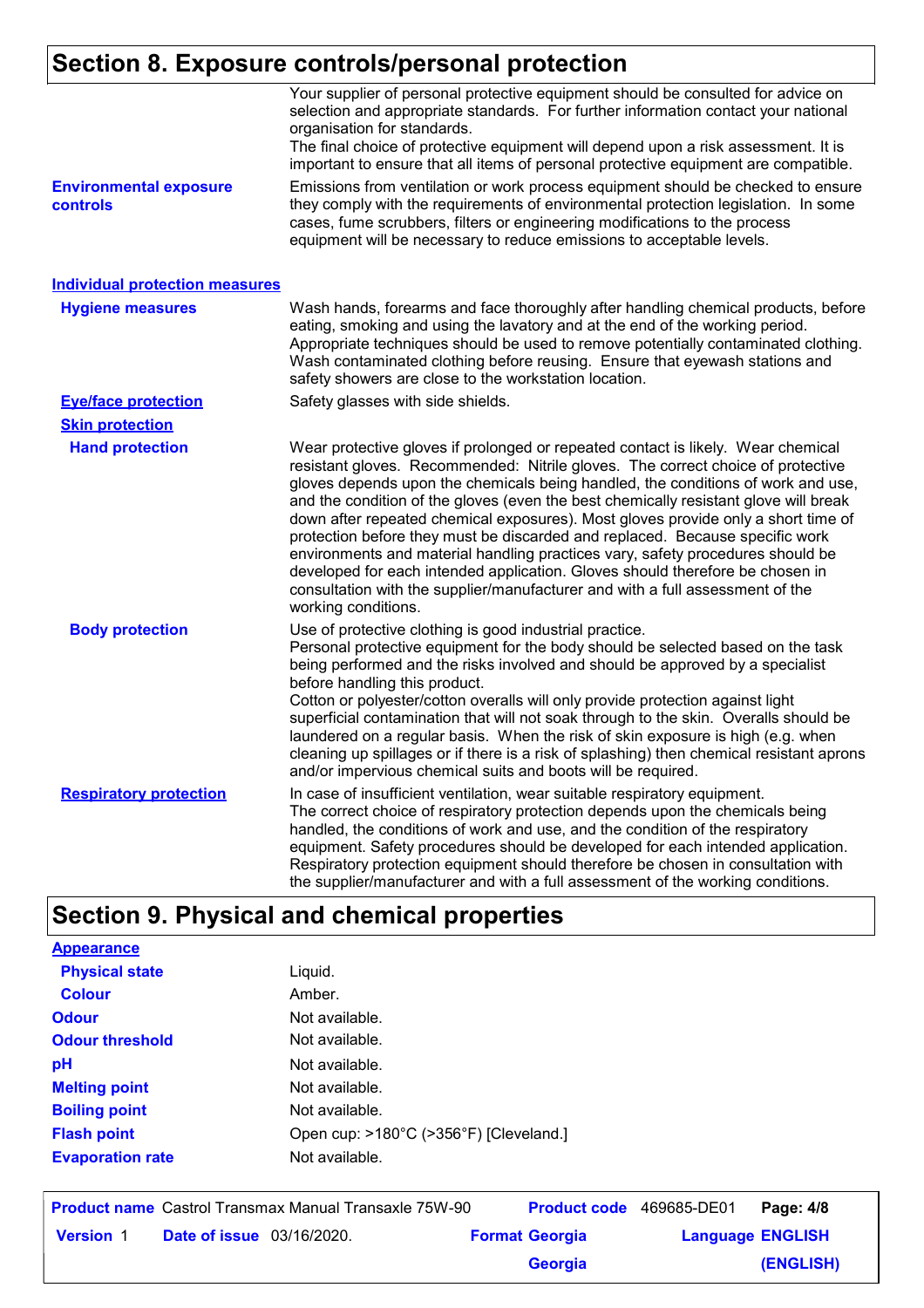## Section 8. Exposure controls/personal protection

Your supplier of personal protective equipment should be consulted for advice on selection and appropriate standards. For further information contact your national organisation for standards.
The final choice of protective equipment will depend upon a risk assessment. It is important to ensure that all items of personal protective equipment are compatible.

**Environmental exposure controls**

Emissions from ventilation or work process equipment should be checked to ensure they comply with the requirements of environmental protection legislation. In some cases, fume scrubbers, filters or engineering modifications to the process equipment will be necessary to reduce emissions to acceptable levels.

### Individual protection measures

**Hygiene measures**

Wash hands, forearms and face thoroughly after handling chemical products, before eating, smoking and using the lavatory and at the end of the working period. Appropriate techniques should be used to remove potentially contaminated clothing. Wash contaminated clothing before reusing. Ensure that eyewash stations and safety showers are close to the workstation location.

**Eye/face protection**

Safety glasses with side shields.

**Skin protection**

**Hand protection**

Wear protective gloves if prolonged or repeated contact is likely. Wear chemical resistant gloves. Recommended: Nitrile gloves. The correct choice of protective gloves depends upon the chemicals being handled, the conditions of work and use, and the condition of the gloves (even the best chemically resistant glove will break down after repeated chemical exposures). Most gloves provide only a short time of protection before they must be discarded and replaced. Because specific work environments and material handling practices vary, safety procedures should be developed for each intended application. Gloves should therefore be chosen in consultation with the supplier/manufacturer and with a full assessment of the working conditions.

**Body protection**

Use of protective clothing is good industrial practice.
Personal protective equipment for the body should be selected based on the task being performed and the risks involved and should be approved by a specialist before handling this product.
Cotton or polyester/cotton overalls will only provide protection against light superficial contamination that will not soak through to the skin. Overalls should be laundered on a regular basis. When the risk of skin exposure is high (e.g. when cleaning up spillages or if there is a risk of splashing) then chemical resistant aprons and/or impervious chemical suits and boots will be required.

**Respiratory protection**

In case of insufficient ventilation, wear suitable respiratory equipment.
The correct choice of respiratory protection depends upon the chemicals being handled, the conditions of work and use, and the condition of the respiratory equipment. Safety procedures should be developed for each intended application. Respiratory protection equipment should therefore be chosen in consultation with the supplier/manufacturer and with a full assessment of the working conditions.

## Section 9. Physical and chemical properties

**Appearance**

| Property | Value |
|---|---|
| Physical state | Liquid. |
| Colour | Amber. |
| Odour | Not available. |
| Odour threshold | Not available. |
| pH | Not available. |
| Melting point | Not available. |
| Boiling point | Not available. |
| Flash point | Open cup: >180°C (>356°F) [Cleveland.] |
| Evaporation rate | Not available. |

| **Product name** Castrol Transmax Manual Transaxle 75W-90 | **Product code** 469685-DE01 |
|---|---|
| **Version** 1 **Date of issue** 03/16/2020. | **Format** Georgia **Language** ENGLISH |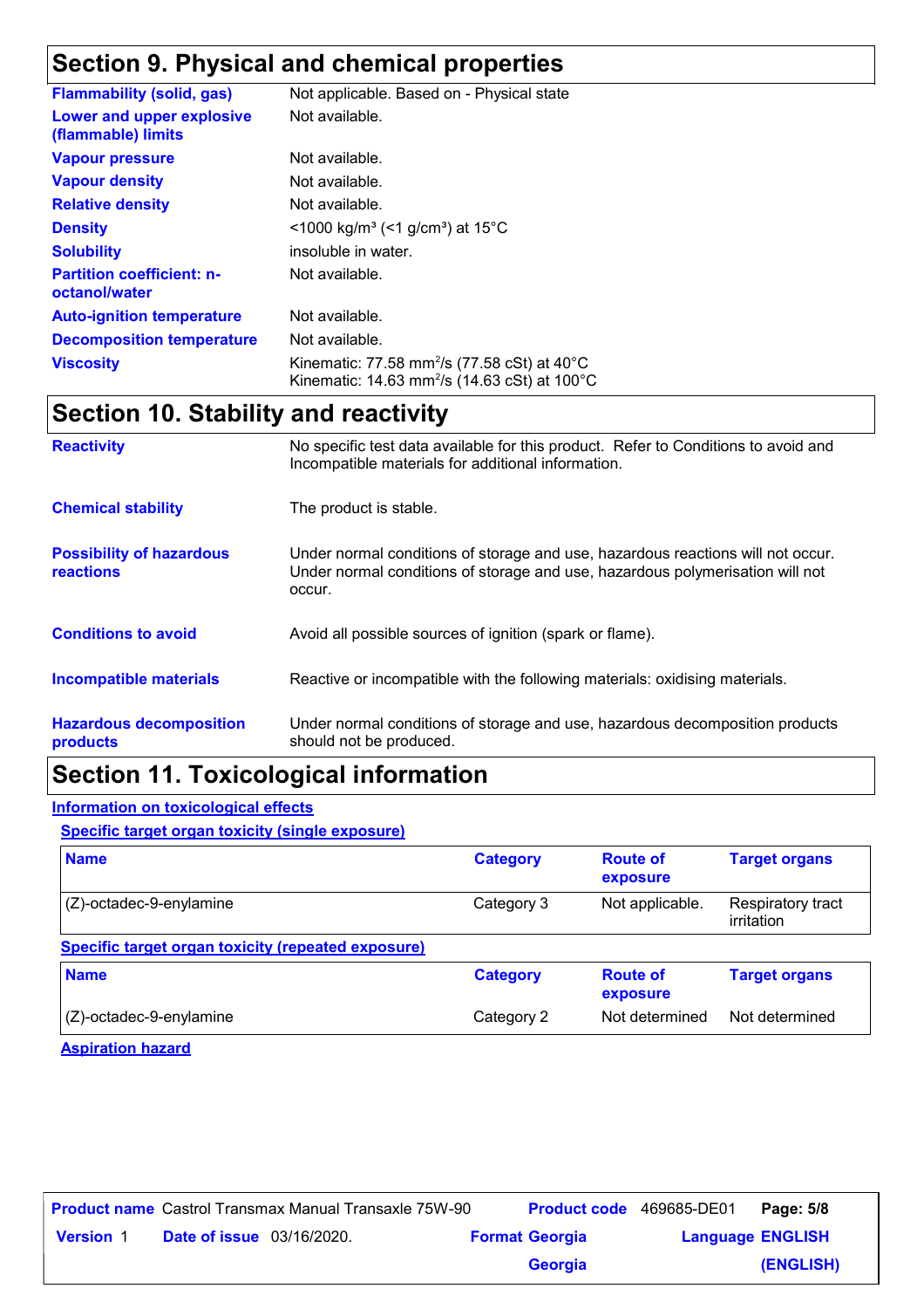## Section 9. Physical and chemical properties

| | |
|---|---|
| **Flammability (solid, gas)** | Not applicable. Based on - Physical state |
| **Lower and upper explosive (flammable) limits** | Not available. |
| **Vapour pressure** | Not available. |
| **Vapour density** | Not available. |
| **Relative density** | Not available. |
| **Density** | <1000 kg/m³ (<1 g/cm³) at 15°C |
| **Solubility** | insoluble in water. |
| **Partition coefficient: n-octanol/water** | Not available. |
| **Auto-ignition temperature** | Not available. |
| **Decomposition temperature** | Not available. |
| **Viscosity** | Kinematic: 77.58 mm²/s (77.58 cSt) at 40°C<br>Kinematic: 14.63 mm²/s (14.63 cSt) at 100°C |

## Section 10. Stability and reactivity

| | |
|---|---|
| **Reactivity** | No specific test data available for this product. Refer to Conditions to avoid and Incompatible materials for additional information. |
| **Chemical stability** | The product is stable. |
| **Possibility of hazardous reactions** | Under normal conditions of storage and use, hazardous reactions will not occur.<br>Under normal conditions of storage and use, hazardous polymerisation will not occur. |
| **Conditions to avoid** | Avoid all possible sources of ignition (spark or flame). |
| **Incompatible materials** | Reactive or incompatible with the following materials: oxidising materials. |
| **Hazardous decomposition products** | Under normal conditions of storage and use, hazardous decomposition products should not be produced. |

## Section 11. Toxicological information

### Information on toxicological effects

#### Specific target organ toxicity (single exposure)

| Name | Category | Route of exposure | Target organs |
|---|---|---|---|
| (Z)-octadec-9-enylamine | Category 3 | Not applicable. | Respiratory tract irritation |

#### Specific target organ toxicity (repeated exposure)

| Name | Category | Route of exposure | Target organs |
|---|---|---|---|
| (Z)-octadec-9-enylamine | Category 2 | Not determined | Not determined |

#### Aspiration hazard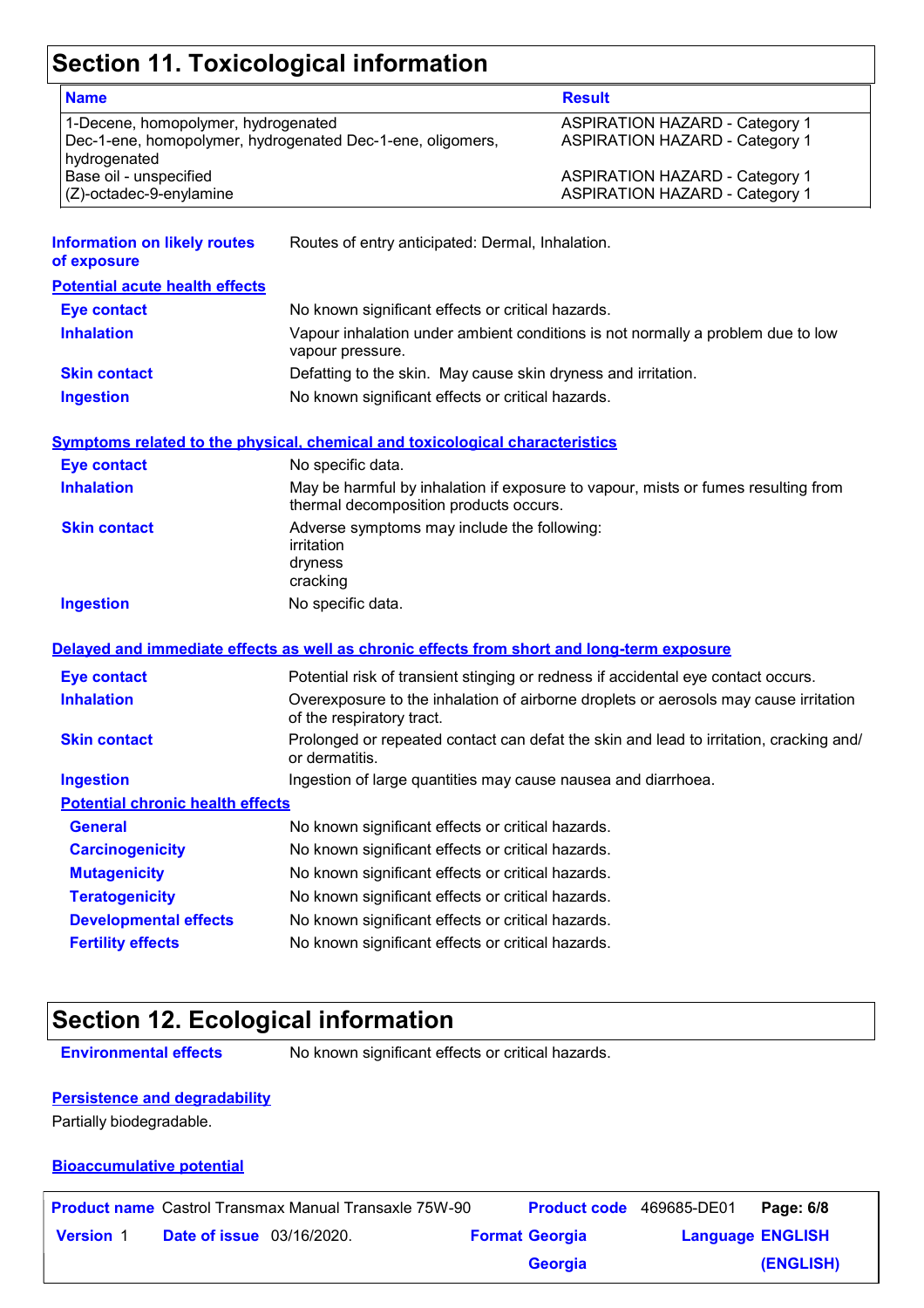# Section 11. Toxicological information

| Name | Result |
| --- | --- |
| 1-Decene, homopolymer, hydrogenated | ASPIRATION HAZARD - Category 1 |
| Dec-1-ene, homopolymer, hydrogenated Dec-1-ene, oligomers, hydrogenated | ASPIRATION HAZARD - Category 1 |
| Base oil - unspecified | ASPIRATION HAZARD - Category 1 |
| (Z)-octadec-9-enylamine | ASPIRATION HAZARD - Category 1 |

**Information on likely routes of exposure**: Routes of entry anticipated: Dermal, Inhalation.

**Potential acute health effects**

**Eye contact**: No known significant effects or critical hazards.

**Inhalation**: Vapour inhalation under ambient conditions is not normally a problem due to low vapour pressure.

**Skin contact**: Defatting to the skin. May cause skin dryness and irritation.

**Ingestion**: No known significant effects or critical hazards.

**Symptoms related to the physical, chemical and toxicological characteristics**

**Eye contact**: No specific data.

**Inhalation**: May be harmful by inhalation if exposure to vapour, mists or fumes resulting from thermal decomposition products occurs.

**Skin contact**: Adverse symptoms may include the following:
irritation
dryness
cracking

**Ingestion**: No specific data.

**Delayed and immediate effects as well as chronic effects from short and long-term exposure**

**Eye contact**: Potential risk of transient stinging or redness if accidental eye contact occurs.

**Inhalation**: Overexposure to the inhalation of airborne droplets or aerosols may cause irritation of the respiratory tract.

**Skin contact**: Prolonged or repeated contact can defat the skin and lead to irritation, cracking and/or dermatitis.

**Ingestion**: Ingestion of large quantities may cause nausea and diarrhoea.

**Potential chronic health effects**

**General**: No known significant effects or critical hazards.

**Carcinogenicity**: No known significant effects or critical hazards.

**Mutagenicity**: No known significant effects or critical hazards.

**Teratogenicity**: No known significant effects or critical hazards.

**Developmental effects**: No known significant effects or critical hazards.

**Fertility effects**: No known significant effects or critical hazards.

# Section 12. Ecological information

**Environmental effects**: No known significant effects or critical hazards.

**Persistence and degradability**

Partially biodegradable.

**Bioaccumulative potential**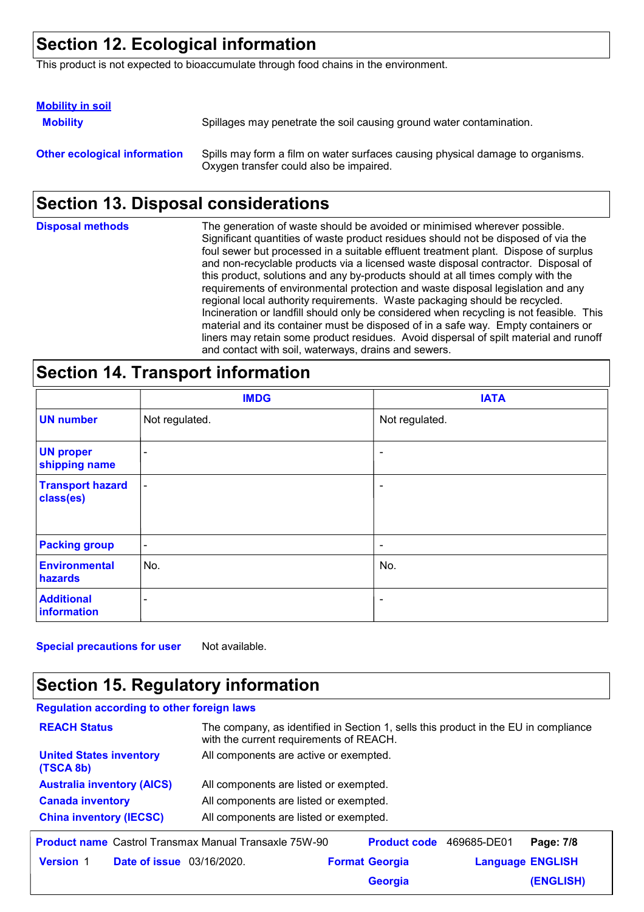## Section 12. Ecological information

This product is not expected to bioaccumulate through food chains in the environment.

**Mobility in soil**

**Mobility** Spillages may penetrate the soil causing ground water contamination.

**Other ecological information** Spills may form a film on water surfaces causing physical damage to organisms. Oxygen transfer could also be impaired.

## Section 13. Disposal considerations

**Disposal methods** The generation of waste should be avoided or minimised wherever possible. Significant quantities of waste product residues should not be disposed of via the foul sewer but processed in a suitable effluent treatment plant. Dispose of surplus and non-recyclable products via a licensed waste disposal contractor. Disposal of this product, solutions and any by-products should at all times comply with the requirements of environmental protection and waste disposal legislation and any regional local authority requirements. Waste packaging should be recycled. Incineration or landfill should only be considered when recycling is not feasible. This material and its container must be disposed of in a safe way. Empty containers or liners may retain some product residues. Avoid dispersal of spilt material and runoff and contact with soil, waterways, drains and sewers.

## Section 14. Transport information

| | IMDG | IATA |
|---|---|---|
| UN number | Not regulated. | Not regulated. |
| UN proper shipping name | - | - |
| Transport hazard class(es) | - | - |
| Packing group | - | - |
| Environmental hazards | No. | No. |
| Additional information | - | - |

**Special precautions for user** Not available.

## Section 15. Regulatory information

**Regulation according to other foreign laws**

| | |
|---|---|
| REACH Status | The company, as identified in Section 1, sells this product in the EU in compliance with the current requirements of REACH. |
| United States inventory (TSCA 8b) | All components are active or exempted. |
| Australia inventory (AICS) | All components are listed or exempted. |
| Canada inventory | All components are listed or exempted. |
| China inventory (IECSC) | All components are listed or exempted. |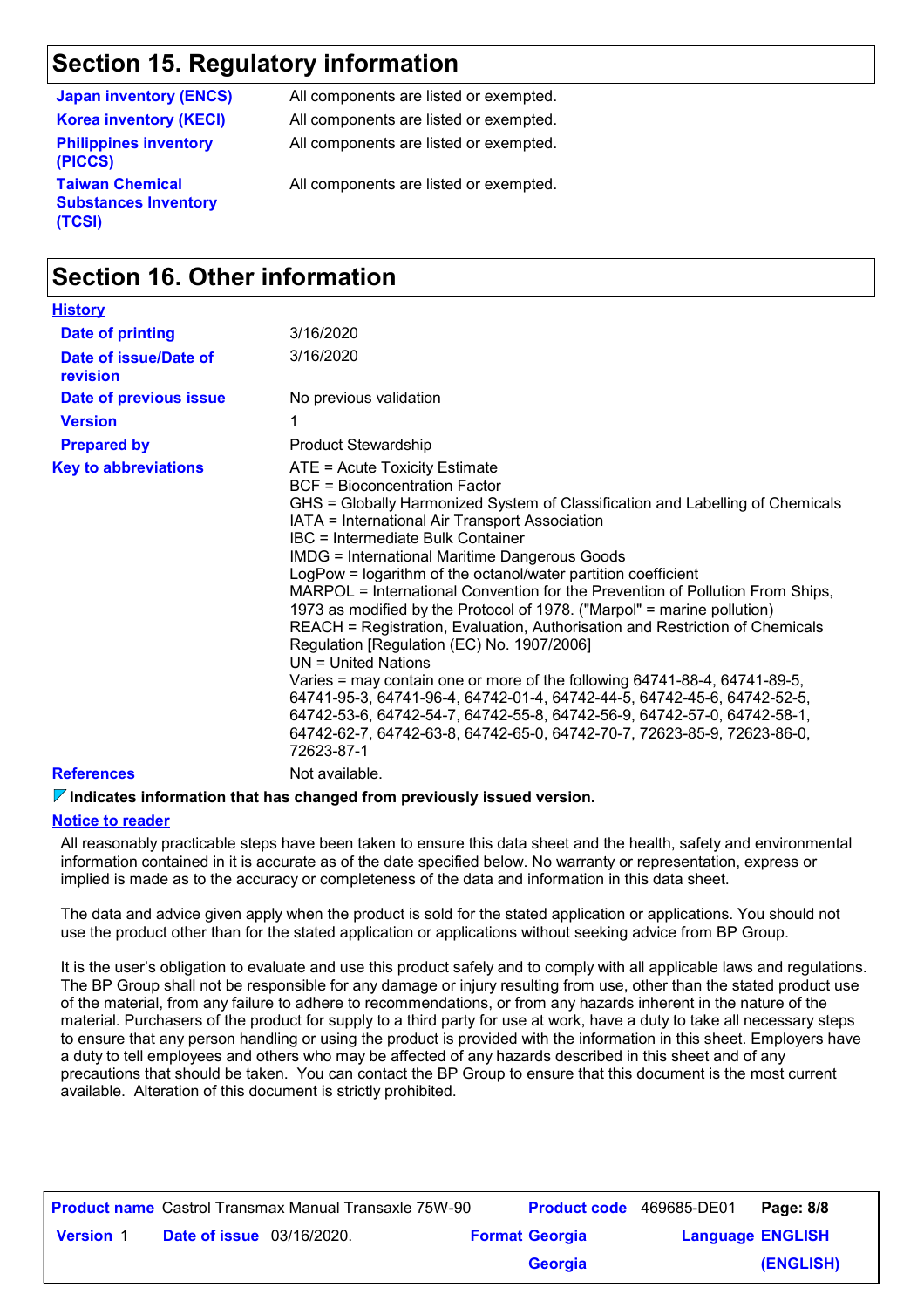## Section 15. Regulatory information

| | |
|---|---|
| **Japan inventory (ENCS)** | All components are listed or exempted. |
| **Korea inventory (KECI)** | All components are listed or exempted. |
| **Philippines inventory (PICCS)** | All components are listed or exempted. |
| **Taiwan Chemical Substances Inventory (TCSI)** | All components are listed or exempted. |

## Section 16. Other information

**History**

| | |
|---|---|
| **Date of printing** | 3/16/2020 |
| **Date of issue/Date of revision** | 3/16/2020 |
| **Date of previous issue** | No previous validation |
| **Version** | 1 |
| **Prepared by** | Product Stewardship |

**Key to abbreviations**

ATE = Acute Toxicity Estimate
BCF = Bioconcentration Factor
GHS = Globally Harmonized System of Classification and Labelling of Chemicals
IATA = International Air Transport Association
IBC = Intermediate Bulk Container
IMDG = International Maritime Dangerous Goods
LogPow = logarithm of the octanol/water partition coefficient
MARPOL = International Convention for the Prevention of Pollution From Ships, 1973 as modified by the Protocol of 1978. ("Marpol" = marine pollution)
REACH = Registration, Evaluation, Authorisation and Restriction of Chemicals Regulation [Regulation (EC) No. 1907/2006]
UN = United Nations
Varies = may contain one or more of the following 64741-88-4, 64741-89-5, 64741-95-3, 64741-96-4, 64742-01-4, 64742-44-5, 64742-45-6, 64742-52-5, 64742-53-6, 64742-54-7, 64742-55-8, 64742-56-9, 64742-57-0, 64742-58-1, 64742-62-7, 64742-63-8, 64742-65-0, 64742-70-7, 72623-85-9, 72623-86-0, 72623-87-1

**References** Not available.

**Indicates information that has changed from previously issued version.**

**Notice to reader**

All reasonably practicable steps have been taken to ensure this data sheet and the health, safety and environmental information contained in it is accurate as of the date specified below. No warranty or representation, express or implied is made as to the accuracy or completeness of the data and information in this data sheet.

The data and advice given apply when the product is sold for the stated application or applications. You should not use the product other than for the stated application or applications without seeking advice from BP Group.

It is the user's obligation to evaluate and use this product safely and to comply with all applicable laws and regulations. The BP Group shall not be responsible for any damage or injury resulting from use, other than the stated product use of the material, from any failure to adhere to recommendations, or from any hazards inherent in the nature of the material. Purchasers of the product for supply to a third party for use at work, have a duty to take all necessary steps to ensure that any person handling or using the product is provided with the information in this sheet. Employers have a duty to tell employees and others who may be affected of any hazards described in this sheet and of any precautions that should be taken. You can contact the BP Group to ensure that this document is the most current available. Alteration of this document is strictly prohibited.